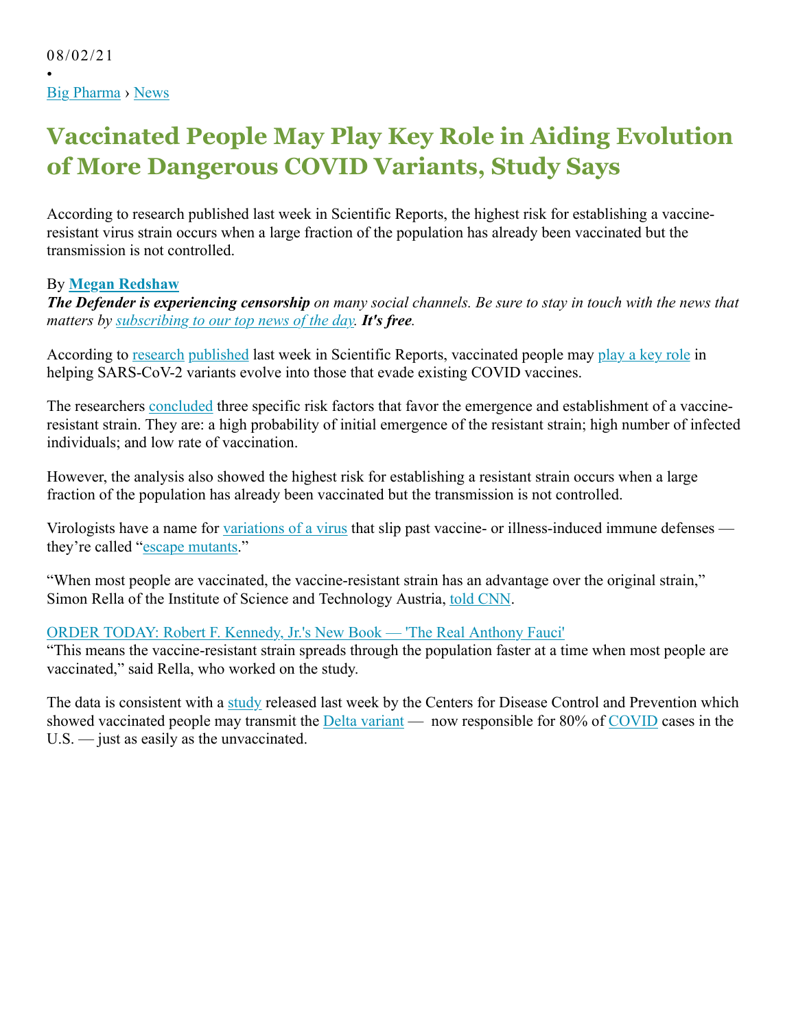08/02/21

•

Big Pharma › News

# Vaccinated People May Play Key Role in Aiding Evolution of More Dangerous COVID Variants, Study Says

According to research published last week in Scientific Reports, the highest risk for establishing a vaccine-resistant virus strain occurs when a large fraction of the population has already been vaccinated but the transmission is not controlled.

By **Megan Redshaw**

***The Defender is experiencing censorship*** *on many social channels. Be sure to stay in touch with the news that matters by subscribing to our top news of the day.* ***It's free****.*

According to research published last week in Scientific Reports, vaccinated people may play a key role in helping SARS-CoV-2 variants evolve into those that evade existing COVID vaccines.

The researchers concluded three specific risk factors that favor the emergence and establishment of a vaccine-resistant strain. They are: a high probability of initial emergence of the resistant strain; high number of infected individuals; and low rate of vaccination.

However, the analysis also showed the highest risk for establishing a resistant strain occurs when a large fraction of the population has already been vaccinated but the transmission is not controlled.

Virologists have a name for variations of a virus that slip past vaccine- or illness-induced immune defenses — they're called "escape mutants."

"When most people are vaccinated, the vaccine-resistant strain has an advantage over the original strain," Simon Rella of the Institute of Science and Technology Austria, told CNN.

ORDER TODAY: Robert F. Kennedy, Jr.'s New Book — 'The Real Anthony Fauci'

"This means the vaccine-resistant strain spreads through the population faster at a time when most people are vaccinated," said Rella, who worked on the study.

The data is consistent with a study released last week by the Centers for Disease Control and Prevention which showed vaccinated people may transmit the Delta variant — now responsible for 80% of COVID cases in the U.S. — just as easily as the unvaccinated.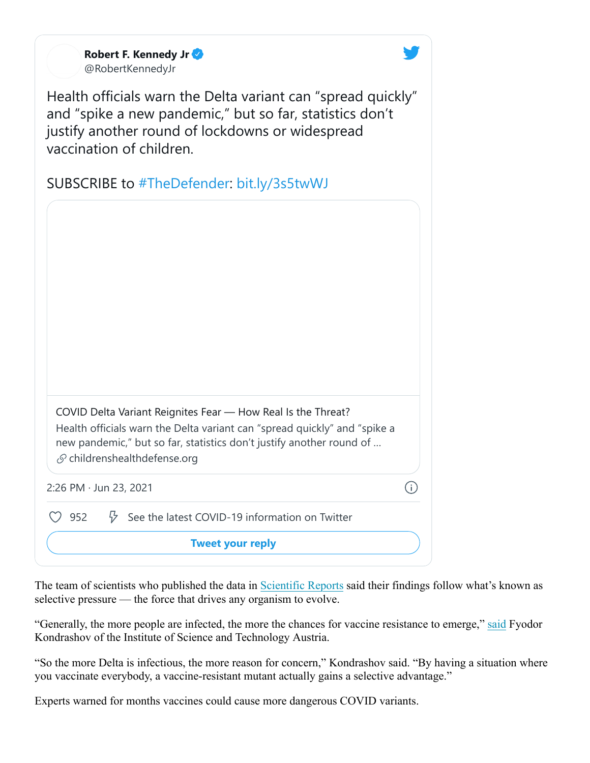Robert F. Kennedy Jr
@RobertKennedyJr

Health officials warn the Delta variant can "spread quickly" and "spike a new pandemic," but so far, statistics don't justify another round of lockdowns or widespread vaccination of children.

SUBSCRIBE to #TheDefender: bit.ly/3s5twWJ

COVID Delta Variant Reignites Fear — How Real Is the Threat?
Health officials warn the Delta variant can "spread quickly" and "spike a new pandemic," but so far, statistics don't justify another round of ...
childrenshealthdefense.org

2:26 PM · Jun 23, 2021

952 See the latest COVID-19 information on Twitter

Tweet your reply

The team of scientists who published the data in Scientific Reports said their findings follow what's known as selective pressure — the force that drives any organism to evolve.

"Generally, the more people are infected, the more the chances for vaccine resistance to emerge," said Fyodor Kondrashov of the Institute of Science and Technology Austria.

"So the more Delta is infectious, the more reason for concern," Kondrashov said. "By having a situation where you vaccinate everybody, a vaccine-resistant mutant actually gains a selective advantage."

Experts warned for months vaccines could cause more dangerous COVID variants.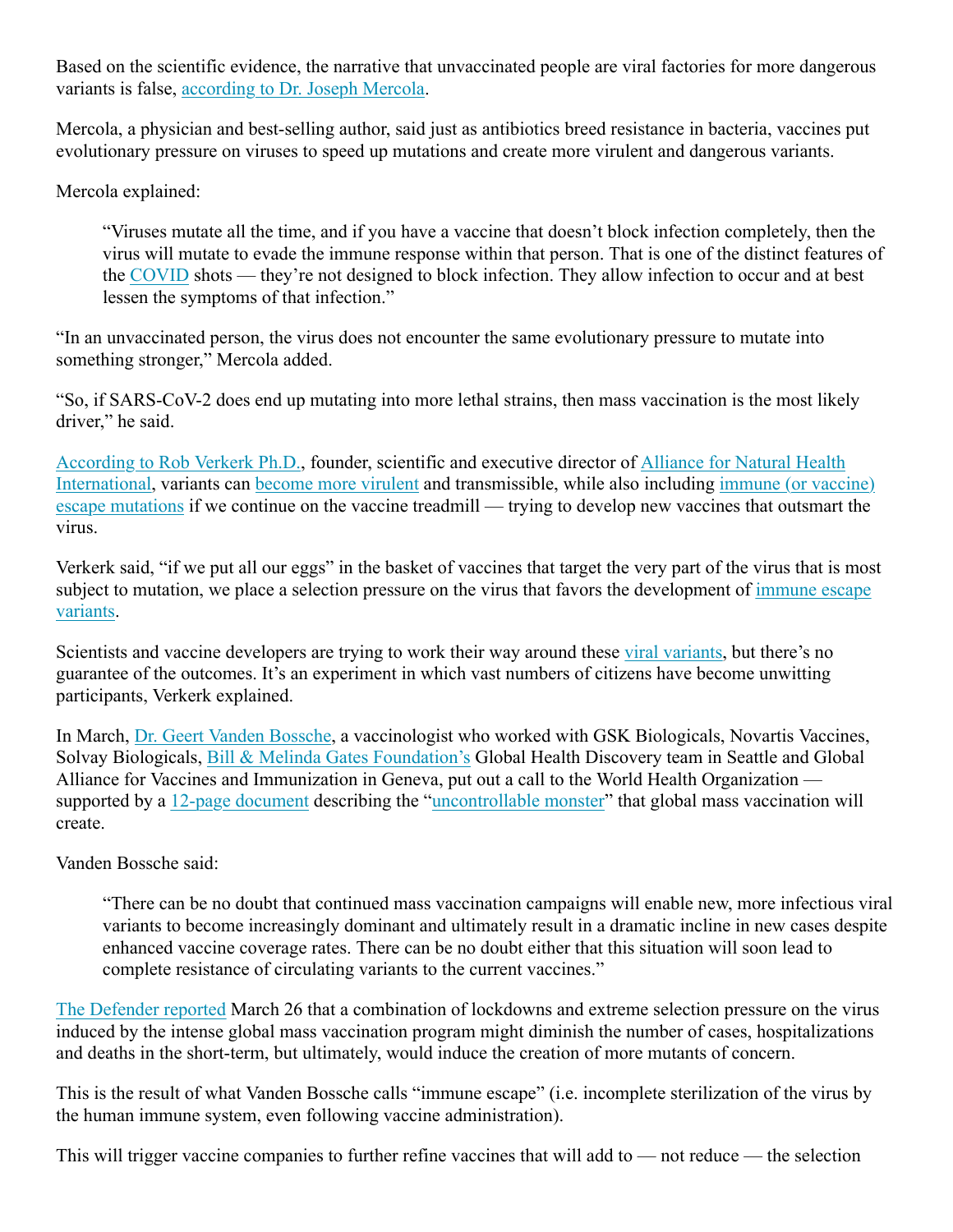Based on the scientific evidence, the narrative that unvaccinated people are viral factories for more dangerous variants is false, according to Dr. Joseph Mercola.

Mercola, a physician and best-selling author, said just as antibiotics breed resistance in bacteria, vaccines put evolutionary pressure on viruses to speed up mutations and create more virulent and dangerous variants.

Mercola explained:

> "Viruses mutate all the time, and if you have a vaccine that doesn't block infection completely, then the virus will mutate to evade the immune response within that person. That is one of the distinct features of the COVID shots — they're not designed to block infection. They allow infection to occur and at best lessen the symptoms of that infection."

"In an unvaccinated person, the virus does not encounter the same evolutionary pressure to mutate into something stronger," Mercola added.

"So, if SARS-CoV-2 does end up mutating into more lethal strains, then mass vaccination is the most likely driver," he said.

According to Rob Verkerk Ph.D., founder, scientific and executive director of Alliance for Natural Health International, variants can become more virulent and transmissible, while also including immune (or vaccine) escape mutations if we continue on the vaccine treadmill — trying to develop new vaccines that outsmart the virus.

Verkerk said, "if we put all our eggs" in the basket of vaccines that target the very part of the virus that is most subject to mutation, we place a selection pressure on the virus that favors the development of immune escape variants.

Scientists and vaccine developers are trying to work their way around these viral variants, but there's no guarantee of the outcomes. It's an experiment in which vast numbers of citizens have become unwitting participants, Verkerk explained.

In March, Dr. Geert Vanden Bossche, a vaccinologist who worked with GSK Biologicals, Novartis Vaccines, Solvay Biologicals, Bill & Melinda Gates Foundation's Global Health Discovery team in Seattle and Global Alliance for Vaccines and Immunization in Geneva, put out a call to the World Health Organization — supported by a 12-page document describing the "uncontrollable monster" that global mass vaccination will create.

Vanden Bossche said:

> "There can be no doubt that continued mass vaccination campaigns will enable new, more infectious viral variants to become increasingly dominant and ultimately result in a dramatic incline in new cases despite enhanced vaccine coverage rates. There can be no doubt either that this situation will soon lead to complete resistance of circulating variants to the current vaccines."

The Defender reported March 26 that a combination of lockdowns and extreme selection pressure on the virus induced by the intense global mass vaccination program might diminish the number of cases, hospitalizations and deaths in the short-term, but ultimately, would induce the creation of more mutants of concern.

This is the result of what Vanden Bossche calls "immune escape" (i.e. incomplete sterilization of the virus by the human immune system, even following vaccine administration).

This will trigger vaccine companies to further refine vaccines that will add to — not reduce — the selection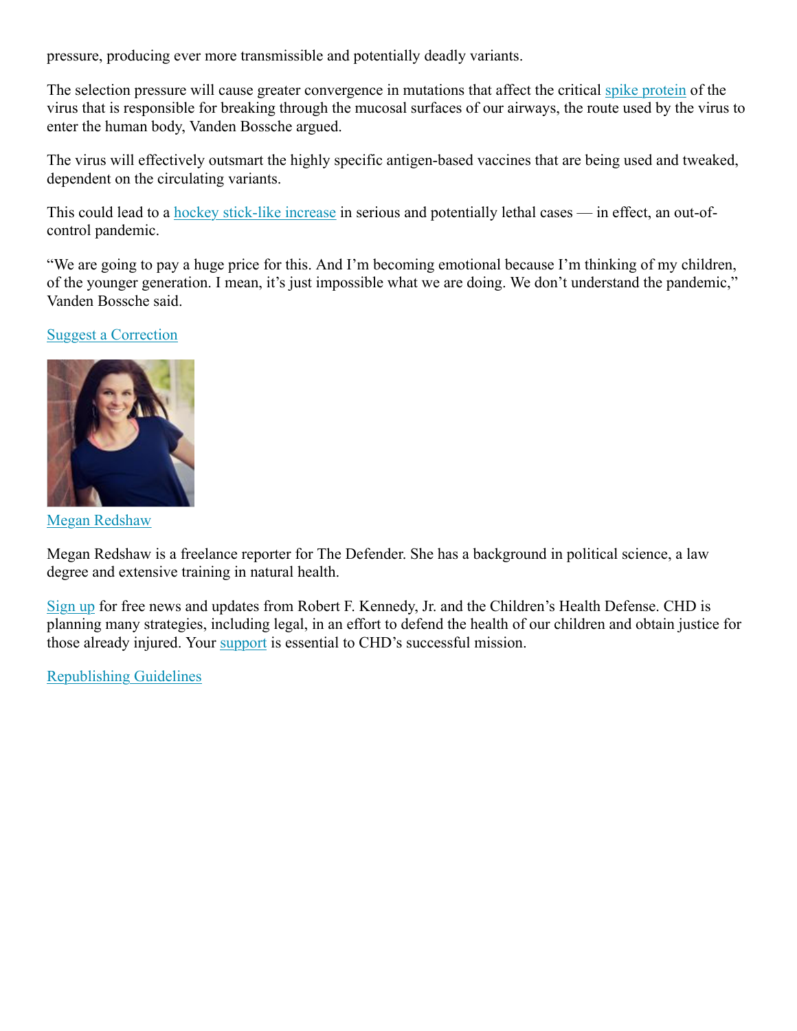pressure, producing ever more transmissible and potentially deadly variants.

The selection pressure will cause greater convergence in mutations that affect the critical spike protein of the virus that is responsible for breaking through the mucosal surfaces of our airways, the route used by the virus to enter the human body, Vanden Bossche argued.

The virus will effectively outsmart the highly specific antigen-based vaccines that are being used and tweaked, dependent on the circulating variants.

This could lead to a hockey stick-like increase in serious and potentially lethal cases — in effect, an out-of-control pandemic.

"We are going to pay a huge price for this. And I'm becoming emotional because I'm thinking of my children, of the younger generation. I mean, it's just impossible what we are doing. We don't understand the pandemic," Vanden Bossche said.

Suggest a Correction

Megan Redshaw

Megan Redshaw is a freelance reporter for The Defender. She has a background in political science, a law degree and extensive training in natural health.

Sign up for free news and updates from Robert F. Kennedy, Jr. and the Children's Health Defense. CHD is planning many strategies, including legal, in an effort to defend the health of our children and obtain justice for those already injured. Your support is essential to CHD's successful mission.

Republishing Guidelines